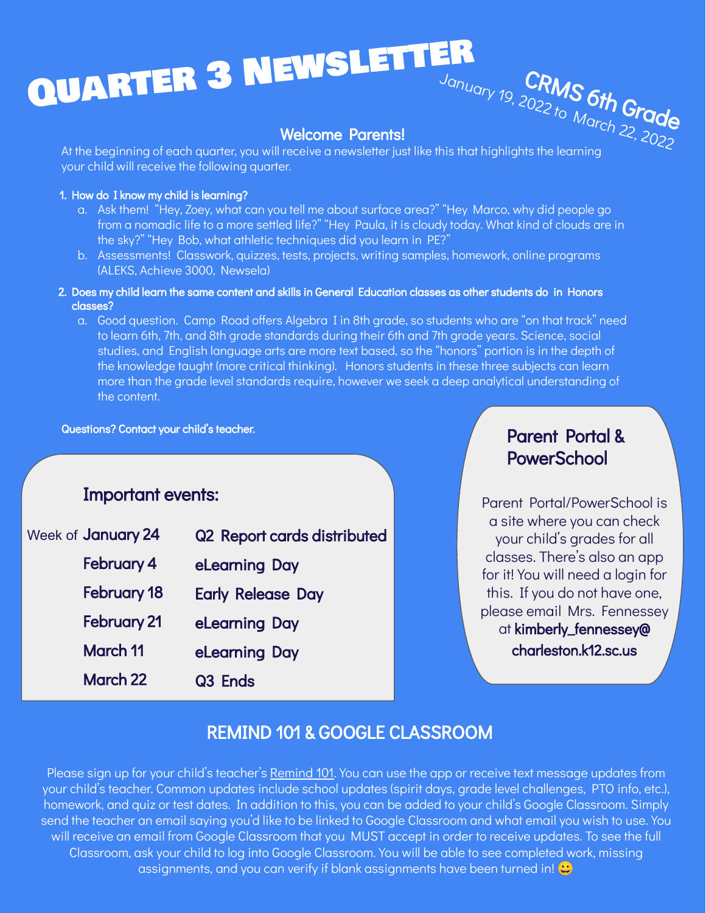# QUARTER 3 NEWSLETTER

CRMS 6th Grade

January 19, 2022 to March 22, 2022

## Welcome Parents!

At the beginning of each quarter, you will receive a newsletter just like this that highlights the learning your child will receive the following quarter.

1. **How do I know my child is learning?**
   a. Ask them! “Hey, Zoey, what can you tell me about surface area?” “Hey Marco, why did people go from a nomadic life to a more settled life?” “Hey Paula, it is cloudy today. What kind of clouds are in the sky?” “Hey Bob, what athletic techniques did you learn in PE?”
   b. Assessments! Classwork, quizzes, tests, projects, writing samples, homework, online programs (ALEKS, Achieve 3000, Newsela)
2. **Does my child learn the same content and skills in General Education classes as other students do in Honors classes?**
   a. Good question. Camp Road offers Algebra I in 8th grade, so students who are “on that track” need to learn 6th, 7th, and 8th grade standards during their 6th and 7th grade years. Science, social studies, and English language arts are more text based, so the “honors” portion is in the depth of the knowledge taught (more critical thinking). Honors students in these three subjects can learn more than the grade level standards require, however we seek a deep analytical understanding of the content.

**Questions? Contact your child’s teacher.**

### Important events:

| Date | Event |
|---|---|
| Week of January 24 | Q2 Report cards distributed |
| February 4 | eLearning Day |
| February 18 | Early Release Day |
| February 21 | eLearning Day |
| March 11 | eLearning Day |
| March 22 | Q3 Ends |

### Parent Portal & PowerSchool

Parent Portal/PowerSchool is a site where you can check your child’s grades for all classes. There’s also an app for it! You will need a login for this. If you do not have one, please email Mrs. Fennessey at **kimberly_fennessey@charleston.k12.sc.us**

## REMIND 101 & GOOGLE CLASSROOM

Please sign up for your child’s teacher’s Remind 101. You can use the app or receive text message updates from your child’s teacher. Common updates include school updates (spirit days, grade level challenges, PTO info, etc.), homework, and quiz or test dates. In addition to this, you can be added to your child’s Google Classroom. Simply send the teacher an email saying you’d like to be linked to Google Classroom and what email you wish to use. You will receive an email from Google Classroom that you MUST accept in order to receive updates. To see the full Classroom, ask your child to log into Google Classroom. You will be able to see completed work, missing assignments, and you can verify if blank assignments have been turned in! 😀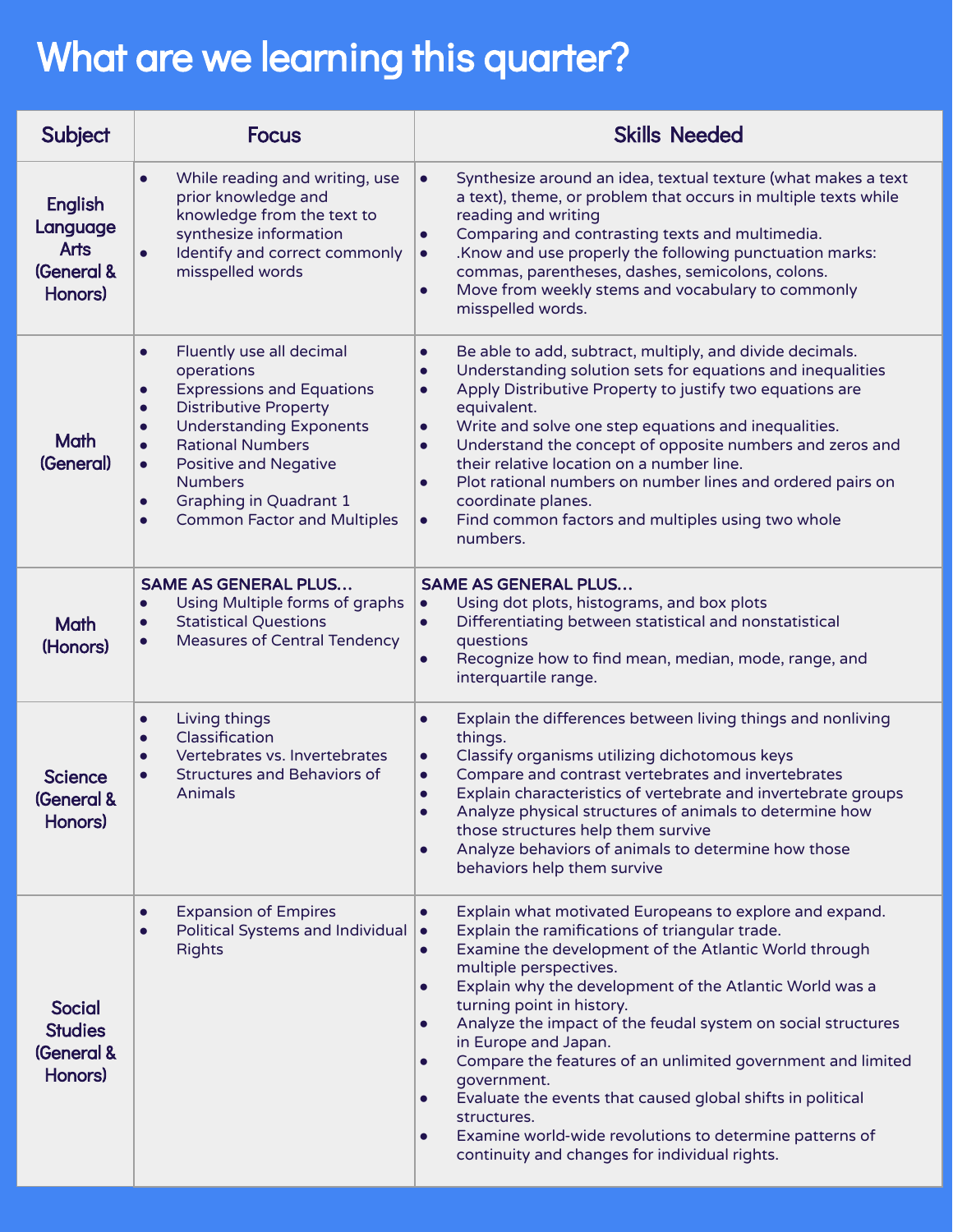# What are we learning this quarter?

| Subject | Focus | Skills Needed |
|---|---|---|
| English Language Arts (General & Honors) | • While reading and writing, use prior knowledge and knowledge from the text to synthesize information<br>• Identify and correct commonly misspelled words | • Synthesize around an idea, textual texture (what makes a text a text), theme, or problem that occurs in multiple texts while reading and writing<br>• Comparing and contrasting texts and multimedia.<br>• .Know and use properly the following punctuation marks: commas, parentheses, dashes, semicolons, colons.<br>• Move from weekly stems and vocabulary to commonly misspelled words. |
| Math (General) | • Fluently use all decimal operations<br>• Expressions and Equations<br>• Distributive Property<br>• Understanding Exponents<br>• Rational Numbers<br>• Positive and Negative Numbers<br>• Graphing in Quadrant 1<br>• Common Factor and Multiples | • Be able to add, subtract, multiply, and divide decimals.<br>• Understanding solution sets for equations and inequalities<br>• Apply Distributive Property to justify two equations are equivalent.<br>• Write and solve one step equations and inequalities.<br>• Understand the concept of opposite numbers and zeros and their relative location on a number line.<br>• Plot rational numbers on number lines and ordered pairs on coordinate planes.<br>• Find common factors and multiples using two whole numbers. |
| Math (Honors) | **SAME AS GENERAL PLUS…**<br>• Using Multiple forms of graphs<br>• Statistical Questions<br>• Measures of Central Tendency | **SAME AS GENERAL PLUS…**<br>• Using dot plots, histograms, and box plots<br>• Differentiating between statistical and nonstatistical questions<br>• Recognize how to find mean, median, mode, range, and interquartile range. |
| Science (General & Honors) | • Living things<br>• Classification<br>• Vertebrates vs. Invertebrates<br>• Structures and Behaviors of Animals | • Explain the differences between living things and nonliving things.<br>• Classify organisms utilizing dichotomous keys<br>• Compare and contrast vertebrates and invertebrates<br>• Explain characteristics of vertebrate and invertebrate groups<br>• Analyze physical structures of animals to determine how those structures help them survive<br>• Analyze behaviors of animals to determine how those behaviors help them survive |
| Social Studies (General & Honors) | • Expansion of Empires<br>• Political Systems and Individual Rights | • Explain what motivated Europeans to explore and expand.<br>• Explain the ramifications of triangular trade.<br>• Examine the development of the Atlantic World through multiple perspectives.<br>• Explain why the development of the Atlantic World was a turning point in history.<br>• Analyze the impact of the feudal system on social structures in Europe and Japan.<br>• Compare the features of an unlimited government and limited government.<br>• Evaluate the events that caused global shifts in political structures.<br>• Examine world-wide revolutions to determine patterns of continuity and changes for individual rights. |